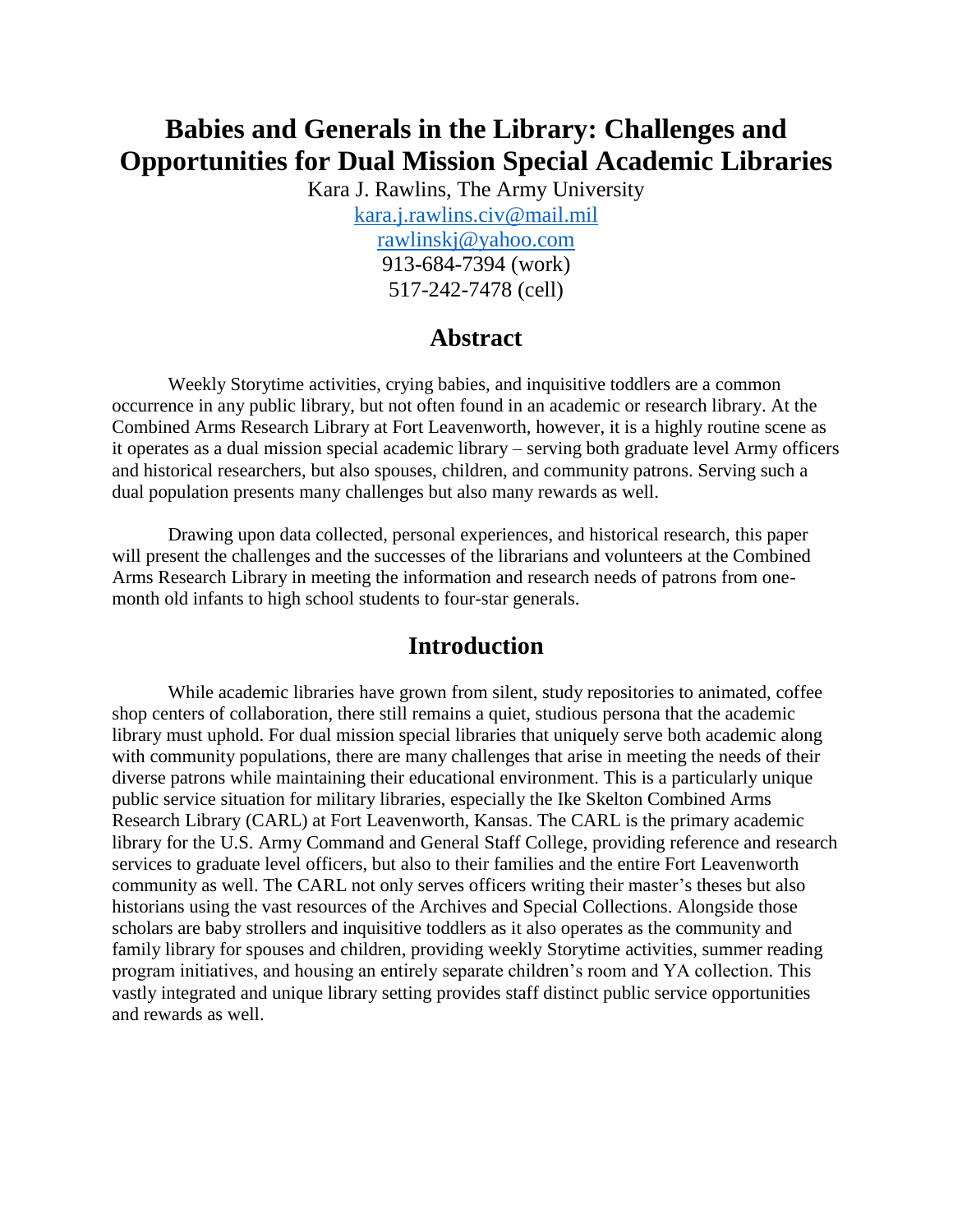# Babies and Generals in the Library: Challenges and Opportunities for Dual Mission Special Academic Libraries

Kara J. Rawlins, The Army University
kara.j.rawlins.civ@mail.mil
rawlinskj@yahoo.com
913-684-7394 (work)
517-242-7478 (cell)

## Abstract

Weekly Storytime activities, crying babies, and inquisitive toddlers are a common occurrence in any public library, but not often found in an academic or research library. At the Combined Arms Research Library at Fort Leavenworth, however, it is a highly routine scene as it operates as a dual mission special academic library – serving both graduate level Army officers and historical researchers, but also spouses, children, and community patrons. Serving such a dual population presents many challenges but also many rewards as well.

Drawing upon data collected, personal experiences, and historical research, this paper will present the challenges and the successes of the librarians and volunteers at the Combined Arms Research Library in meeting the information and research needs of patrons from one-month old infants to high school students to four-star generals.

## Introduction

While academic libraries have grown from silent, study repositories to animated, coffee shop centers of collaboration, there still remains a quiet, studious persona that the academic library must uphold. For dual mission special libraries that uniquely serve both academic along with community populations, there are many challenges that arise in meeting the needs of their diverse patrons while maintaining their educational environment. This is a particularly unique public service situation for military libraries, especially the Ike Skelton Combined Arms Research Library (CARL) at Fort Leavenworth, Kansas. The CARL is the primary academic library for the U.S. Army Command and General Staff College, providing reference and research services to graduate level officers, but also to their families and the entire Fort Leavenworth community as well. The CARL not only serves officers writing their master's theses but also historians using the vast resources of the Archives and Special Collections. Alongside those scholars are baby strollers and inquisitive toddlers as it also operates as the community and family library for spouses and children, providing weekly Storytime activities, summer reading program initiatives, and housing an entirely separate children's room and YA collection. This vastly integrated and unique library setting provides staff distinct public service opportunities and rewards as well.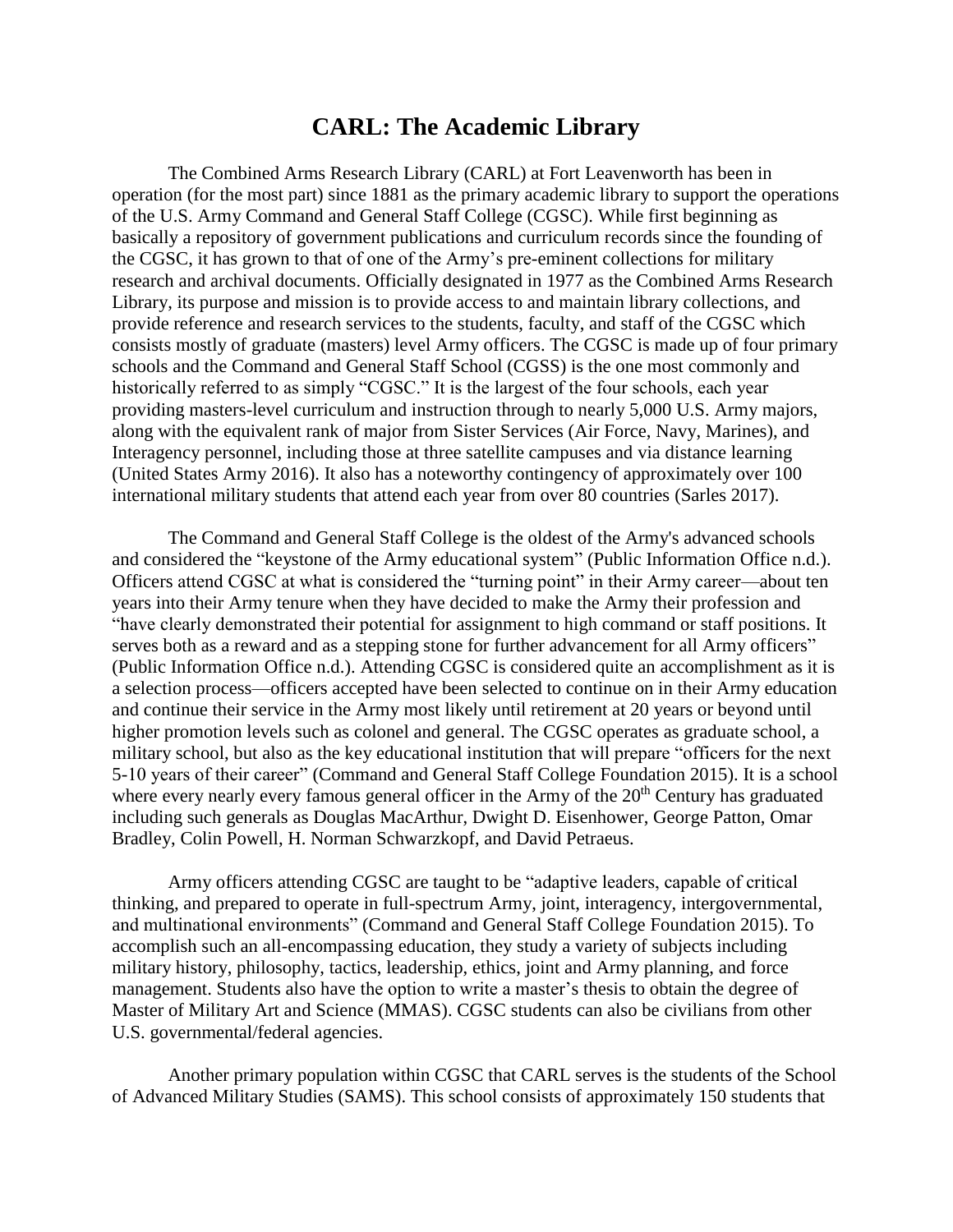# CARL: The Academic Library

The Combined Arms Research Library (CARL) at Fort Leavenworth has been in operation (for the most part) since 1881 as the primary academic library to support the operations of the U.S. Army Command and General Staff College (CGSC). While first beginning as basically a repository of government publications and curriculum records since the founding of the CGSC, it has grown to that of one of the Army's pre-eminent collections for military research and archival documents. Officially designated in 1977 as the Combined Arms Research Library, its purpose and mission is to provide access to and maintain library collections, and provide reference and research services to the students, faculty, and staff of the CGSC which consists mostly of graduate (masters) level Army officers. The CGSC is made up of four primary schools and the Command and General Staff School (CGSS) is the one most commonly and historically referred to as simply "CGSC." It is the largest of the four schools, each year providing masters-level curriculum and instruction through to nearly 5,000 U.S. Army majors, along with the equivalent rank of major from Sister Services (Air Force, Navy, Marines), and Interagency personnel, including those at three satellite campuses and via distance learning (United States Army 2016). It also has a noteworthy contingency of approximately over 100 international military students that attend each year from over 80 countries (Sarles 2017).

The Command and General Staff College is the oldest of the Army's advanced schools and considered the "keystone of the Army educational system" (Public Information Office n.d.). Officers attend CGSC at what is considered the "turning point" in their Army career—about ten years into their Army tenure when they have decided to make the Army their profession and "have clearly demonstrated their potential for assignment to high command or staff positions. It serves both as a reward and as a stepping stone for further advancement for all Army officers" (Public Information Office n.d.). Attending CGSC is considered quite an accomplishment as it is a selection process—officers accepted have been selected to continue on in their Army education and continue their service in the Army most likely until retirement at 20 years or beyond until higher promotion levels such as colonel and general. The CGSC operates as graduate school, a military school, but also as the key educational institution that will prepare "officers for the next 5-10 years of their career" (Command and General Staff College Foundation 2015). It is a school where every nearly every famous general officer in the Army of the 20th Century has graduated including such generals as Douglas MacArthur, Dwight D. Eisenhower, George Patton, Omar Bradley, Colin Powell, H. Norman Schwarzkopf, and David Petraeus.

Army officers attending CGSC are taught to be "adaptive leaders, capable of critical thinking, and prepared to operate in full-spectrum Army, joint, interagency, intergovernmental, and multinational environments" (Command and General Staff College Foundation 2015). To accomplish such an all-encompassing education, they study a variety of subjects including military history, philosophy, tactics, leadership, ethics, joint and Army planning, and force management. Students also have the option to write a master's thesis to obtain the degree of Master of Military Art and Science (MMAS). CGSC students can also be civilians from other U.S. governmental/federal agencies.

Another primary population within CGSC that CARL serves is the students of the School of Advanced Military Studies (SAMS). This school consists of approximately 150 students that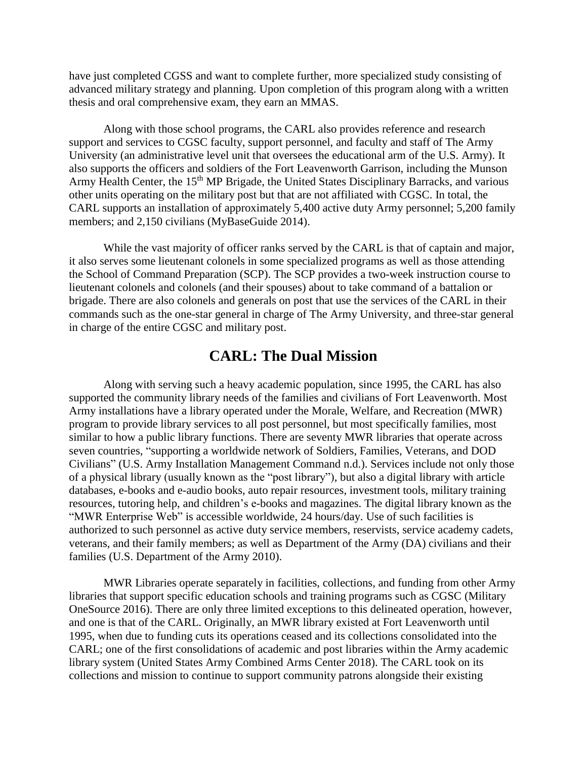have just completed CGSS and want to complete further, more specialized study consisting of advanced military strategy and planning. Upon completion of this program along with a written thesis and oral comprehensive exam, they earn an MMAS.

Along with those school programs, the CARL also provides reference and research support and services to CGSC faculty, support personnel, and faculty and staff of The Army University (an administrative level unit that oversees the educational arm of the U.S. Army). It also supports the officers and soldiers of the Fort Leavenworth Garrison, including the Munson Army Health Center, the 15th MP Brigade, the United States Disciplinary Barracks, and various other units operating on the military post but that are not affiliated with CGSC. In total, the CARL supports an installation of approximately 5,400 active duty Army personnel; 5,200 family members; and 2,150 civilians (MyBaseGuide 2014).

While the vast majority of officer ranks served by the CARL is that of captain and major, it also serves some lieutenant colonels in some specialized programs as well as those attending the School of Command Preparation (SCP). The SCP provides a two-week instruction course to lieutenant colonels and colonels (and their spouses) about to take command of a battalion or brigade. There are also colonels and generals on post that use the services of the CARL in their commands such as the one-star general in charge of The Army University, and three-star general in charge of the entire CGSC and military post.

## CARL: The Dual Mission

Along with serving such a heavy academic population, since 1995, the CARL has also supported the community library needs of the families and civilians of Fort Leavenworth. Most Army installations have a library operated under the Morale, Welfare, and Recreation (MWR) program to provide library services to all post personnel, but most specifically families, most similar to how a public library functions. There are seventy MWR libraries that operate across seven countries, "supporting a worldwide network of Soldiers, Families, Veterans, and DOD Civilians" (U.S. Army Installation Management Command n.d.). Services include not only those of a physical library (usually known as the "post library"), but also a digital library with article databases, e-books and e-audio books, auto repair resources, investment tools, military training resources, tutoring help, and children's e-books and magazines. The digital library known as the "MWR Enterprise Web" is accessible worldwide, 24 hours/day. Use of such facilities is authorized to such personnel as active duty service members, reservists, service academy cadets, veterans, and their family members; as well as Department of the Army (DA) civilians and their families (U.S. Department of the Army 2010).

MWR Libraries operate separately in facilities, collections, and funding from other Army libraries that support specific education schools and training programs such as CGSC (Military OneSource 2016). There are only three limited exceptions to this delineated operation, however, and one is that of the CARL. Originally, an MWR library existed at Fort Leavenworth until 1995, when due to funding cuts its operations ceased and its collections consolidated into the CARL; one of the first consolidations of academic and post libraries within the Army academic library system (United States Army Combined Arms Center 2018). The CARL took on its collections and mission to continue to support community patrons alongside their existing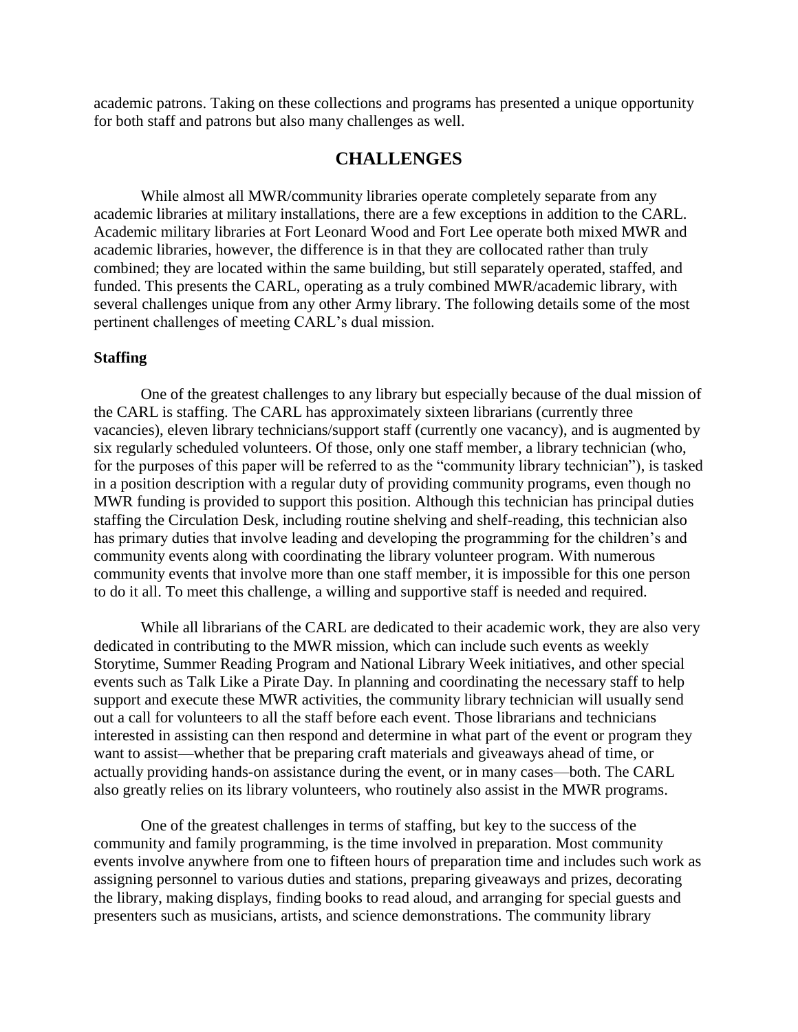academic patrons. Taking on these collections and programs has presented a unique opportunity for both staff and patrons but also many challenges as well.

## CHALLENGES

While almost all MWR/community libraries operate completely separate from any academic libraries at military installations, there are a few exceptions in addition to the CARL. Academic military libraries at Fort Leonard Wood and Fort Lee operate both mixed MWR and academic libraries, however, the difference is in that they are collocated rather than truly combined; they are located within the same building, but still separately operated, staffed, and funded. This presents the CARL, operating as a truly combined MWR/academic library, with several challenges unique from any other Army library. The following details some of the most pertinent challenges of meeting CARL's dual mission.

### Staffing

One of the greatest challenges to any library but especially because of the dual mission of the CARL is staffing. The CARL has approximately sixteen librarians (currently three vacancies), eleven library technicians/support staff (currently one vacancy), and is augmented by six regularly scheduled volunteers. Of those, only one staff member, a library technician (who, for the purposes of this paper will be referred to as the "community library technician"), is tasked in a position description with a regular duty of providing community programs, even though no MWR funding is provided to support this position. Although this technician has principal duties staffing the Circulation Desk, including routine shelving and shelf-reading, this technician also has primary duties that involve leading and developing the programming for the children's and community events along with coordinating the library volunteer program. With numerous community events that involve more than one staff member, it is impossible for this one person to do it all. To meet this challenge, a willing and supportive staff is needed and required.

While all librarians of the CARL are dedicated to their academic work, they are also very dedicated in contributing to the MWR mission, which can include such events as weekly Storytime, Summer Reading Program and National Library Week initiatives, and other special events such as Talk Like a Pirate Day. In planning and coordinating the necessary staff to help support and execute these MWR activities, the community library technician will usually send out a call for volunteers to all the staff before each event. Those librarians and technicians interested in assisting can then respond and determine in what part of the event or program they want to assist—whether that be preparing craft materials and giveaways ahead of time, or actually providing hands-on assistance during the event, or in many cases—both. The CARL also greatly relies on its library volunteers, who routinely also assist in the MWR programs.

One of the greatest challenges in terms of staffing, but key to the success of the community and family programming, is the time involved in preparation. Most community events involve anywhere from one to fifteen hours of preparation time and includes such work as assigning personnel to various duties and stations, preparing giveaways and prizes, decorating the library, making displays, finding books to read aloud, and arranging for special guests and presenters such as musicians, artists, and science demonstrations. The community library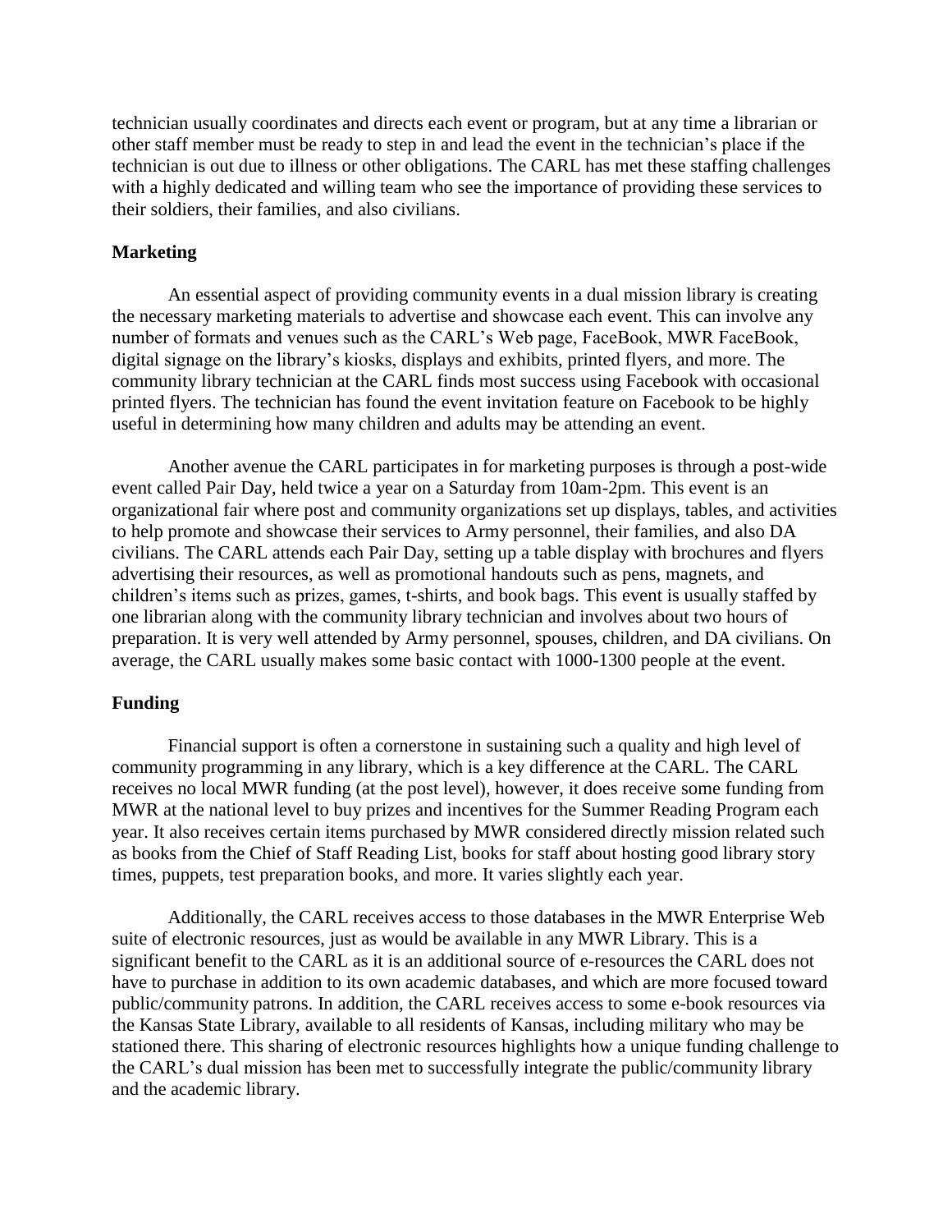technician usually coordinates and directs each event or program, but at any time a librarian or other staff member must be ready to step in and lead the event in the technician's place if the technician is out due to illness or other obligations. The CARL has met these staffing challenges with a highly dedicated and willing team who see the importance of providing these services to their soldiers, their families, and also civilians.

### Marketing

An essential aspect of providing community events in a dual mission library is creating the necessary marketing materials to advertise and showcase each event. This can involve any number of formats and venues such as the CARL's Web page, FaceBook, MWR FaceBook, digital signage on the library's kiosks, displays and exhibits, printed flyers, and more. The community library technician at the CARL finds most success using Facebook with occasional printed flyers. The technician has found the event invitation feature on Facebook to be highly useful in determining how many children and adults may be attending an event.

Another avenue the CARL participates in for marketing purposes is through a post-wide event called Pair Day, held twice a year on a Saturday from 10am-2pm. This event is an organizational fair where post and community organizations set up displays, tables, and activities to help promote and showcase their services to Army personnel, their families, and also DA civilians. The CARL attends each Pair Day, setting up a table display with brochures and flyers advertising their resources, as well as promotional handouts such as pens, magnets, and children's items such as prizes, games, t-shirts, and book bags. This event is usually staffed by one librarian along with the community library technician and involves about two hours of preparation. It is very well attended by Army personnel, spouses, children, and DA civilians. On average, the CARL usually makes some basic contact with 1000-1300 people at the event.

### Funding

Financial support is often a cornerstone in sustaining such a quality and high level of community programming in any library, which is a key difference at the CARL. The CARL receives no local MWR funding (at the post level), however, it does receive some funding from MWR at the national level to buy prizes and incentives for the Summer Reading Program each year. It also receives certain items purchased by MWR considered directly mission related such as books from the Chief of Staff Reading List, books for staff about hosting good library story times, puppets, test preparation books, and more. It varies slightly each year.

Additionally, the CARL receives access to those databases in the MWR Enterprise Web suite of electronic resources, just as would be available in any MWR Library. This is a significant benefit to the CARL as it is an additional source of e-resources the CARL does not have to purchase in addition to its own academic databases, and which are more focused toward public/community patrons. In addition, the CARL receives access to some e-book resources via the Kansas State Library, available to all residents of Kansas, including military who may be stationed there. This sharing of electronic resources highlights how a unique funding challenge to the CARL's dual mission has been met to successfully integrate the public/community library and the academic library.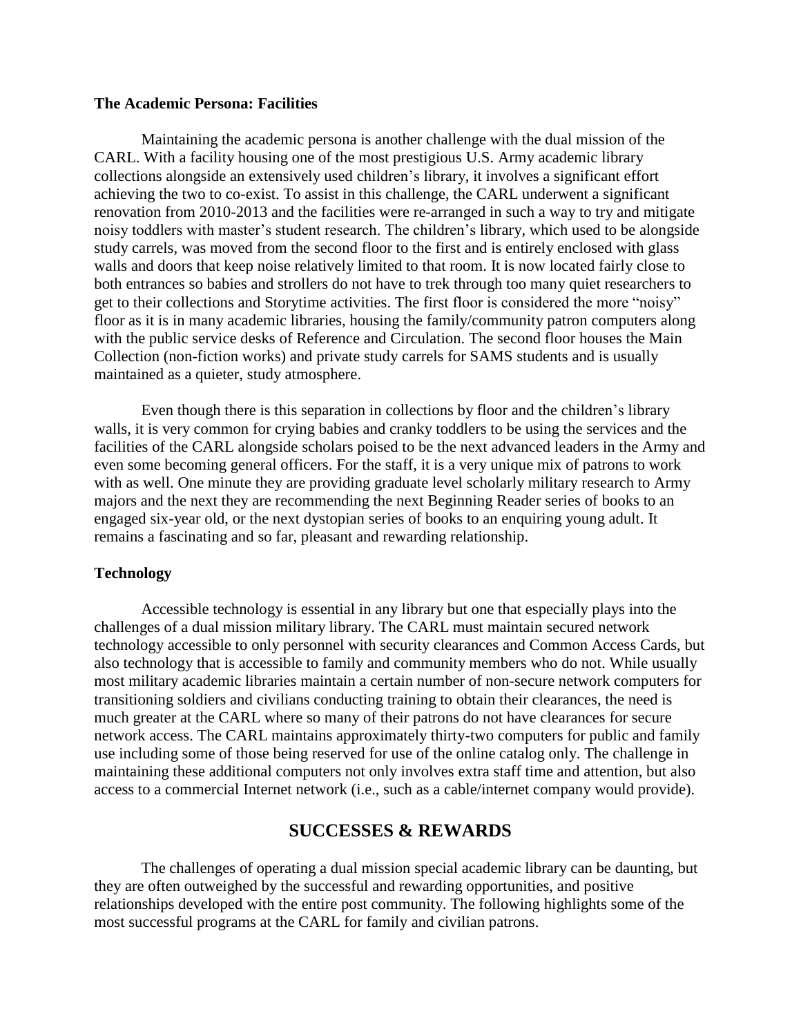### The Academic Persona: Facilities

Maintaining the academic persona is another challenge with the dual mission of the CARL. With a facility housing one of the most prestigious U.S. Army academic library collections alongside an extensively used children's library, it involves a significant effort achieving the two to co-exist. To assist in this challenge, the CARL underwent a significant renovation from 2010-2013 and the facilities were re-arranged in such a way to try and mitigate noisy toddlers with master's student research. The children's library, which used to be alongside study carrels, was moved from the second floor to the first and is entirely enclosed with glass walls and doors that keep noise relatively limited to that room. It is now located fairly close to both entrances so babies and strollers do not have to trek through too many quiet researchers to get to their collections and Storytime activities. The first floor is considered the more "noisy" floor as it is in many academic libraries, housing the family/community patron computers along with the public service desks of Reference and Circulation. The second floor houses the Main Collection (non-fiction works) and private study carrels for SAMS students and is usually maintained as a quieter, study atmosphere.

Even though there is this separation in collections by floor and the children's library walls, it is very common for crying babies and cranky toddlers to be using the services and the facilities of the CARL alongside scholars poised to be the next advanced leaders in the Army and even some becoming general officers. For the staff, it is a very unique mix of patrons to work with as well. One minute they are providing graduate level scholarly military research to Army majors and the next they are recommending the next Beginning Reader series of books to an engaged six-year old, or the next dystopian series of books to an enquiring young adult. It remains a fascinating and so far, pleasant and rewarding relationship.

### Technology

Accessible technology is essential in any library but one that especially plays into the challenges of a dual mission military library. The CARL must maintain secured network technology accessible to only personnel with security clearances and Common Access Cards, but also technology that is accessible to family and community members who do not. While usually most military academic libraries maintain a certain number of non-secure network computers for transitioning soldiers and civilians conducting training to obtain their clearances, the need is much greater at the CARL where so many of their patrons do not have clearances for secure network access. The CARL maintains approximately thirty-two computers for public and family use including some of those being reserved for use of the online catalog only. The challenge in maintaining these additional computers not only involves extra staff time and attention, but also access to a commercial Internet network (i.e., such as a cable/internet company would provide).

## SUCCESSES & REWARDS

The challenges of operating a dual mission special academic library can be daunting, but they are often outweighed by the successful and rewarding opportunities, and positive relationships developed with the entire post community. The following highlights some of the most successful programs at the CARL for family and civilian patrons.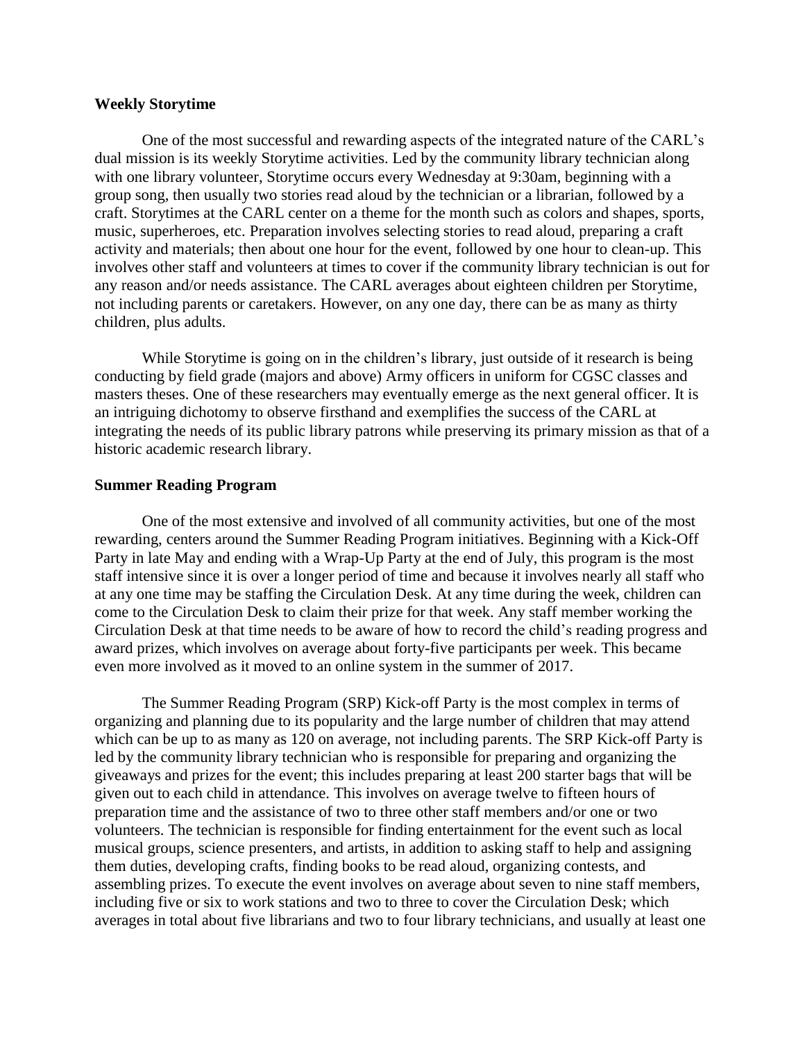**Weekly Storytime**

One of the most successful and rewarding aspects of the integrated nature of the CARL's dual mission is its weekly Storytime activities. Led by the community library technician along with one library volunteer, Storytime occurs every Wednesday at 9:30am, beginning with a group song, then usually two stories read aloud by the technician or a librarian, followed by a craft. Storytimes at the CARL center on a theme for the month such as colors and shapes, sports, music, superheroes, etc. Preparation involves selecting stories to read aloud, preparing a craft activity and materials; then about one hour for the event, followed by one hour to clean-up. This involves other staff and volunteers at times to cover if the community library technician is out for any reason and/or needs assistance. The CARL averages about eighteen children per Storytime, not including parents or caretakers. However, on any one day, there can be as many as thirty children, plus adults.

While Storytime is going on in the children's library, just outside of it research is being conducting by field grade (majors and above) Army officers in uniform for CGSC classes and masters theses. One of these researchers may eventually emerge as the next general officer. It is an intriguing dichotomy to observe firsthand and exemplifies the success of the CARL at integrating the needs of its public library patrons while preserving its primary mission as that of a historic academic research library.

**Summer Reading Program**

One of the most extensive and involved of all community activities, but one of the most rewarding, centers around the Summer Reading Program initiatives. Beginning with a Kick-Off Party in late May and ending with a Wrap-Up Party at the end of July, this program is the most staff intensive since it is over a longer period of time and because it involves nearly all staff who at any one time may be staffing the Circulation Desk. At any time during the week, children can come to the Circulation Desk to claim their prize for that week. Any staff member working the Circulation Desk at that time needs to be aware of how to record the child's reading progress and award prizes, which involves on average about forty-five participants per week. This became even more involved as it moved to an online system in the summer of 2017.

The Summer Reading Program (SRP) Kick-off Party is the most complex in terms of organizing and planning due to its popularity and the large number of children that may attend which can be up to as many as 120 on average, not including parents. The SRP Kick-off Party is led by the community library technician who is responsible for preparing and organizing the giveaways and prizes for the event; this includes preparing at least 200 starter bags that will be given out to each child in attendance. This involves on average twelve to fifteen hours of preparation time and the assistance of two to three other staff members and/or one or two volunteers. The technician is responsible for finding entertainment for the event such as local musical groups, science presenters, and artists, in addition to asking staff to help and assigning them duties, developing crafts, finding books to be read aloud, organizing contests, and assembling prizes. To execute the event involves on average about seven to nine staff members, including five or six to work stations and two to three to cover the Circulation Desk; which averages in total about five librarians and two to four library technicians, and usually at least one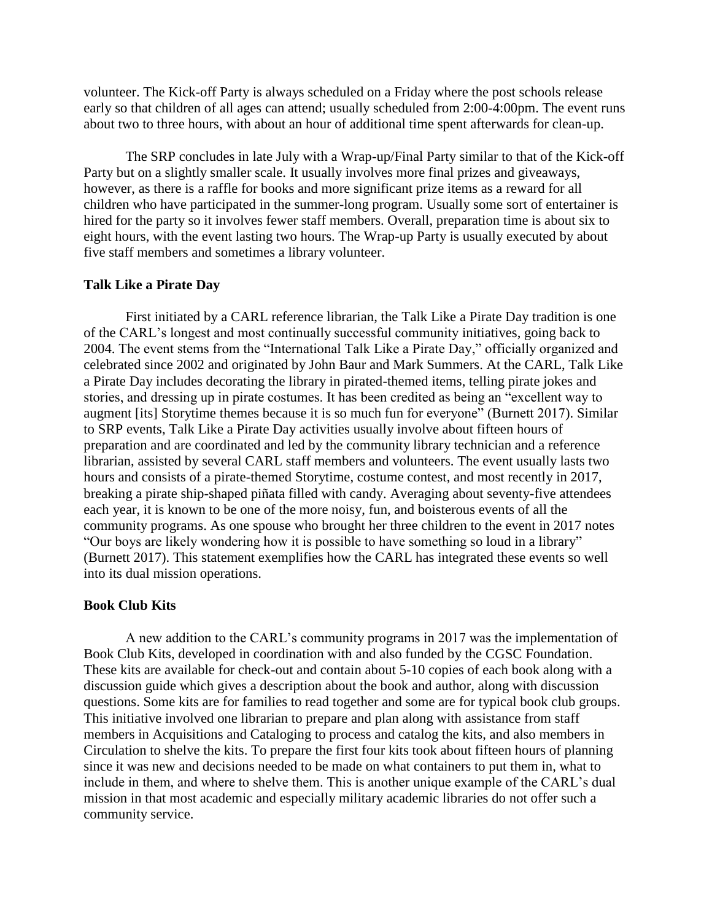volunteer. The Kick-off Party is always scheduled on a Friday where the post schools release early so that children of all ages can attend; usually scheduled from 2:00-4:00pm. The event runs about two to three hours, with about an hour of additional time spent afterwards for clean-up.

The SRP concludes in late July with a Wrap-up/Final Party similar to that of the Kick-off Party but on a slightly smaller scale. It usually involves more final prizes and giveaways, however, as there is a raffle for books and more significant prize items as a reward for all children who have participated in the summer-long program. Usually some sort of entertainer is hired for the party so it involves fewer staff members. Overall, preparation time is about six to eight hours, with the event lasting two hours. The Wrap-up Party is usually executed by about five staff members and sometimes a library volunteer.

### Talk Like a Pirate Day

First initiated by a CARL reference librarian, the Talk Like a Pirate Day tradition is one of the CARL's longest and most continually successful community initiatives, going back to 2004. The event stems from the "International Talk Like a Pirate Day," officially organized and celebrated since 2002 and originated by John Baur and Mark Summers. At the CARL, Talk Like a Pirate Day includes decorating the library in pirated-themed items, telling pirate jokes and stories, and dressing up in pirate costumes. It has been credited as being an "excellent way to augment [its] Storytime themes because it is so much fun for everyone" (Burnett 2017). Similar to SRP events, Talk Like a Pirate Day activities usually involve about fifteen hours of preparation and are coordinated and led by the community library technician and a reference librarian, assisted by several CARL staff members and volunteers. The event usually lasts two hours and consists of a pirate-themed Storytime, costume contest, and most recently in 2017, breaking a pirate ship-shaped piñata filled with candy. Averaging about seventy-five attendees each year, it is known to be one of the more noisy, fun, and boisterous events of all the community programs. As one spouse who brought her three children to the event in 2017 notes "Our boys are likely wondering how it is possible to have something so loud in a library" (Burnett 2017). This statement exemplifies how the CARL has integrated these events so well into its dual mission operations.

### Book Club Kits

A new addition to the CARL's community programs in 2017 was the implementation of Book Club Kits, developed in coordination with and also funded by the CGSC Foundation. These kits are available for check-out and contain about 5-10 copies of each book along with a discussion guide which gives a description about the book and author, along with discussion questions. Some kits are for families to read together and some are for typical book club groups. This initiative involved one librarian to prepare and plan along with assistance from staff members in Acquisitions and Cataloging to process and catalog the kits, and also members in Circulation to shelve the kits. To prepare the first four kits took about fifteen hours of planning since it was new and decisions needed to be made on what containers to put them in, what to include in them, and where to shelve them. This is another unique example of the CARL's dual mission in that most academic and especially military academic libraries do not offer such a community service.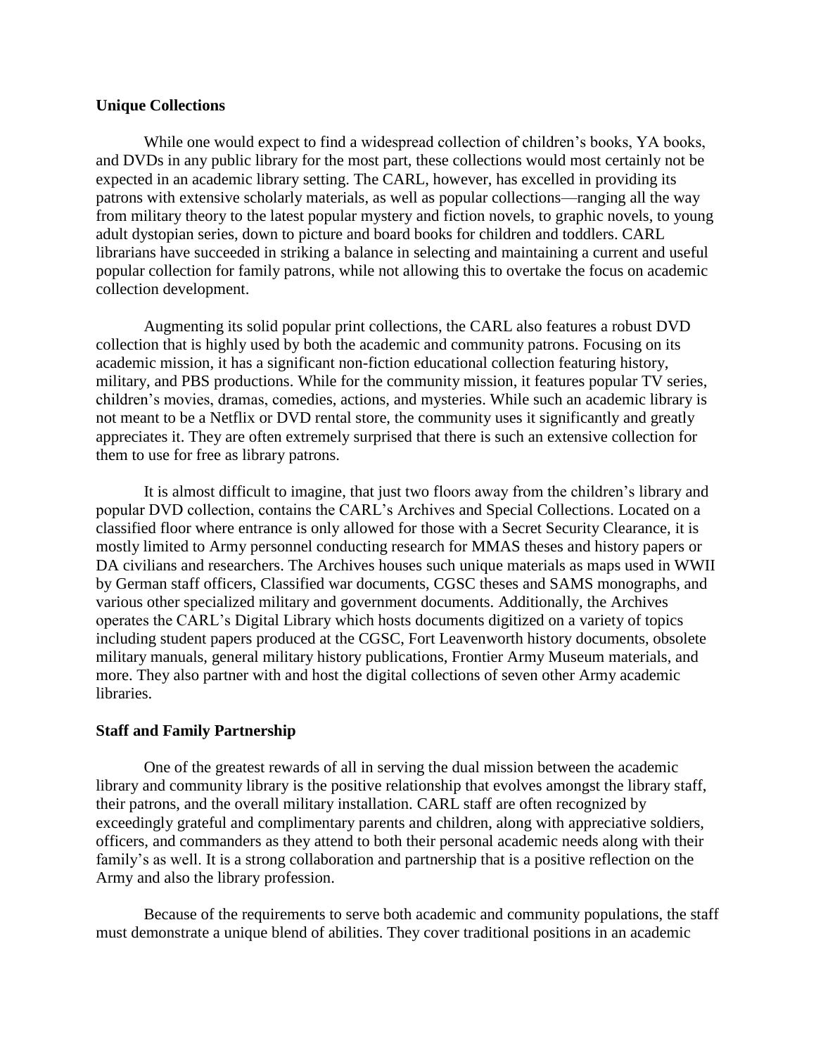**Unique Collections**

While one would expect to find a widespread collection of children's books, YA books, and DVDs in any public library for the most part, these collections would most certainly not be expected in an academic library setting. The CARL, however, has excelled in providing its patrons with extensive scholarly materials, as well as popular collections—ranging all the way from military theory to the latest popular mystery and fiction novels, to graphic novels, to young adult dystopian series, down to picture and board books for children and toddlers. CARL librarians have succeeded in striking a balance in selecting and maintaining a current and useful popular collection for family patrons, while not allowing this to overtake the focus on academic collection development.

Augmenting its solid popular print collections, the CARL also features a robust DVD collection that is highly used by both the academic and community patrons. Focusing on its academic mission, it has a significant non-fiction educational collection featuring history, military, and PBS productions. While for the community mission, it features popular TV series, children's movies, dramas, comedies, actions, and mysteries. While such an academic library is not meant to be a Netflix or DVD rental store, the community uses it significantly and greatly appreciates it. They are often extremely surprised that there is such an extensive collection for them to use for free as library patrons.

It is almost difficult to imagine, that just two floors away from the children's library and popular DVD collection, contains the CARL's Archives and Special Collections. Located on a classified floor where entrance is only allowed for those with a Secret Security Clearance, it is mostly limited to Army personnel conducting research for MMAS theses and history papers or DA civilians and researchers. The Archives houses such unique materials as maps used in WWII by German staff officers, Classified war documents, CGSC theses and SAMS monographs, and various other specialized military and government documents. Additionally, the Archives operates the CARL's Digital Library which hosts documents digitized on a variety of topics including student papers produced at the CGSC, Fort Leavenworth history documents, obsolete military manuals, general military history publications, Frontier Army Museum materials, and more. They also partner with and host the digital collections of seven other Army academic libraries.

**Staff and Family Partnership**

One of the greatest rewards of all in serving the dual mission between the academic library and community library is the positive relationship that evolves amongst the library staff, their patrons, and the overall military installation. CARL staff are often recognized by exceedingly grateful and complimentary parents and children, along with appreciative soldiers, officers, and commanders as they attend to both their personal academic needs along with their family's as well. It is a strong collaboration and partnership that is a positive reflection on the Army and also the library profession.

Because of the requirements to serve both academic and community populations, the staff must demonstrate a unique blend of abilities. They cover traditional positions in an academic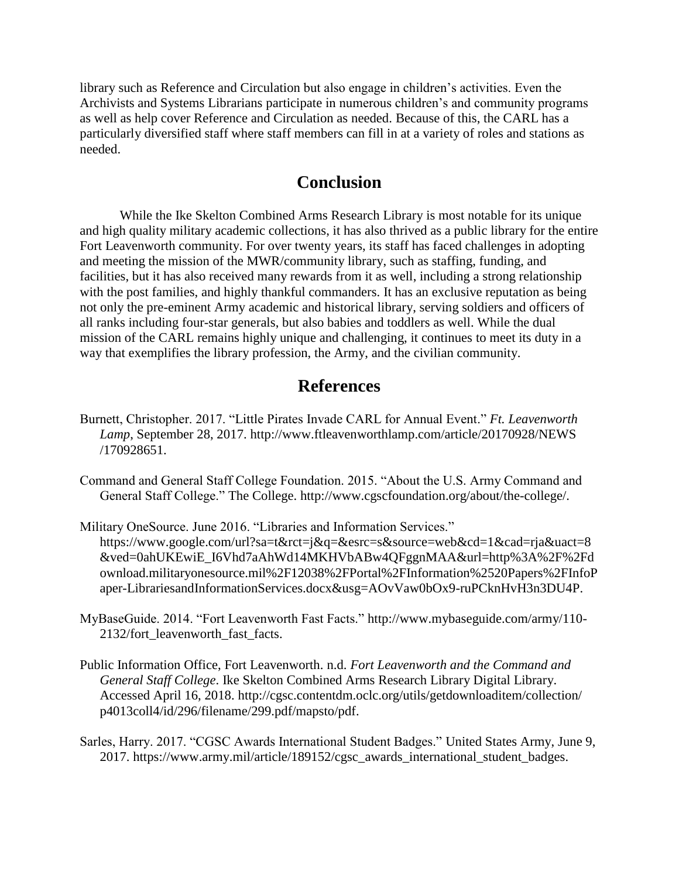library such as Reference and Circulation but also engage in children's activities. Even the Archivists and Systems Librarians participate in numerous children's and community programs as well as help cover Reference and Circulation as needed. Because of this, the CARL has a particularly diversified staff where staff members can fill in at a variety of roles and stations as needed.

## Conclusion

While the Ike Skelton Combined Arms Research Library is most notable for its unique and high quality military academic collections, it has also thrived as a public library for the entire Fort Leavenworth community. For over twenty years, its staff has faced challenges in adopting and meeting the mission of the MWR/community library, such as staffing, funding, and facilities, but it has also received many rewards from it as well, including a strong relationship with the post families, and highly thankful commanders. It has an exclusive reputation as being not only the pre-eminent Army academic and historical library, serving soldiers and officers of all ranks including four-star generals, but also babies and toddlers as well. While the dual mission of the CARL remains highly unique and challenging, it continues to meet its duty in a way that exemplifies the library profession, the Army, and the civilian community.

## References

Burnett, Christopher. 2017. "Little Pirates Invade CARL for Annual Event." *Ft. Leavenworth Lamp*, September 28, 2017. http://www.ftleavenworthlamp.com/article/20170928/NEWS/170928651.

Command and General Staff College Foundation. 2015. "About the U.S. Army Command and General Staff College." The College. http://www.cgscfoundation.org/about/the-college/.

Military OneSource. June 2016. "Libraries and Information Services." https://www.google.com/url?sa=t&rct=j&q=&esrc=s&source=web&cd=1&cad=rja&uact=8&ved=0ahUKEwiE_I6Vhd7aAhWd14MKHVbABw4QFggnMAA&url=http%3A%2F%2Fdownload.militaryonesource.mil%2F12038%2FPortal%2FInformation%2520Papers%2FInfoPaper-LibrariesandInformationServices.docx&usg=AOvVaw0bOx9-ruPCknHvH3n3DU4P.

MyBaseGuide. 2014. "Fort Leavenworth Fast Facts." http://www.mybaseguide.com/army/110-2132/fort_leavenworth_fast_facts.

Public Information Office, Fort Leavenworth. n.d. *Fort Leavenworth and the Command and General Staff College*. Ike Skelton Combined Arms Research Library Digital Library. Accessed April 16, 2018. http://cgsc.contentdm.oclc.org/utils/getdownloaditem/collection/p4013coll4/id/296/filename/299.pdf/mapsto/pdf.

Sarles, Harry. 2017. "CGSC Awards International Student Badges." United States Army, June 9, 2017. https://www.army.mil/article/189152/cgsc_awards_international_student_badges.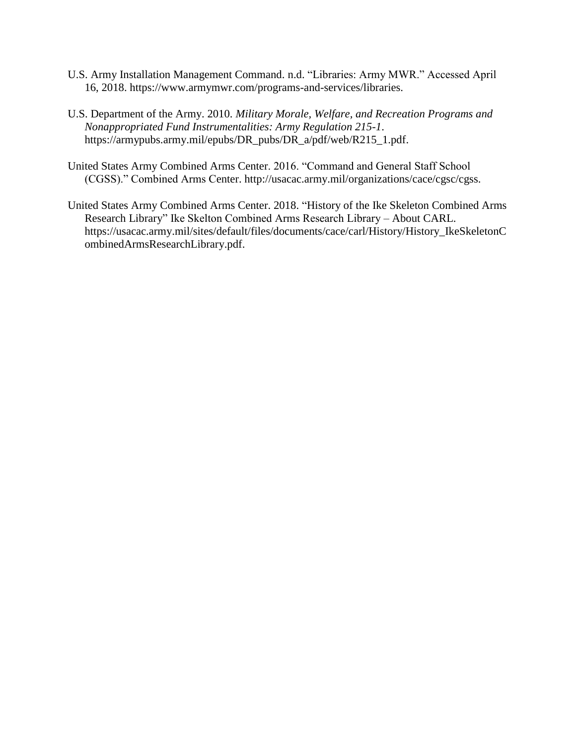U.S. Army Installation Management Command. n.d. "Libraries: Army MWR." Accessed April 16, 2018. https://www.armymwr.com/programs-and-services/libraries.

U.S. Department of the Army. 2010. *Military Morale, Welfare, and Recreation Programs and Nonappropriated Fund Instrumentalities: Army Regulation 215-1*. https://armypubs.army.mil/epubs/DR_pubs/DR_a/pdf/web/R215_1.pdf.

United States Army Combined Arms Center. 2016. "Command and General Staff School (CGSS)." Combined Arms Center. http://usacac.army.mil/organizations/cace/cgsc/cgss.

United States Army Combined Arms Center. 2018. "History of the Ike Skeleton Combined Arms Research Library" Ike Skelton Combined Arms Research Library – About CARL. https://usacac.army.mil/sites/default/files/documents/cace/carl/History/History_IkeSkeletonCombinedArmsResearchLibrary.pdf.